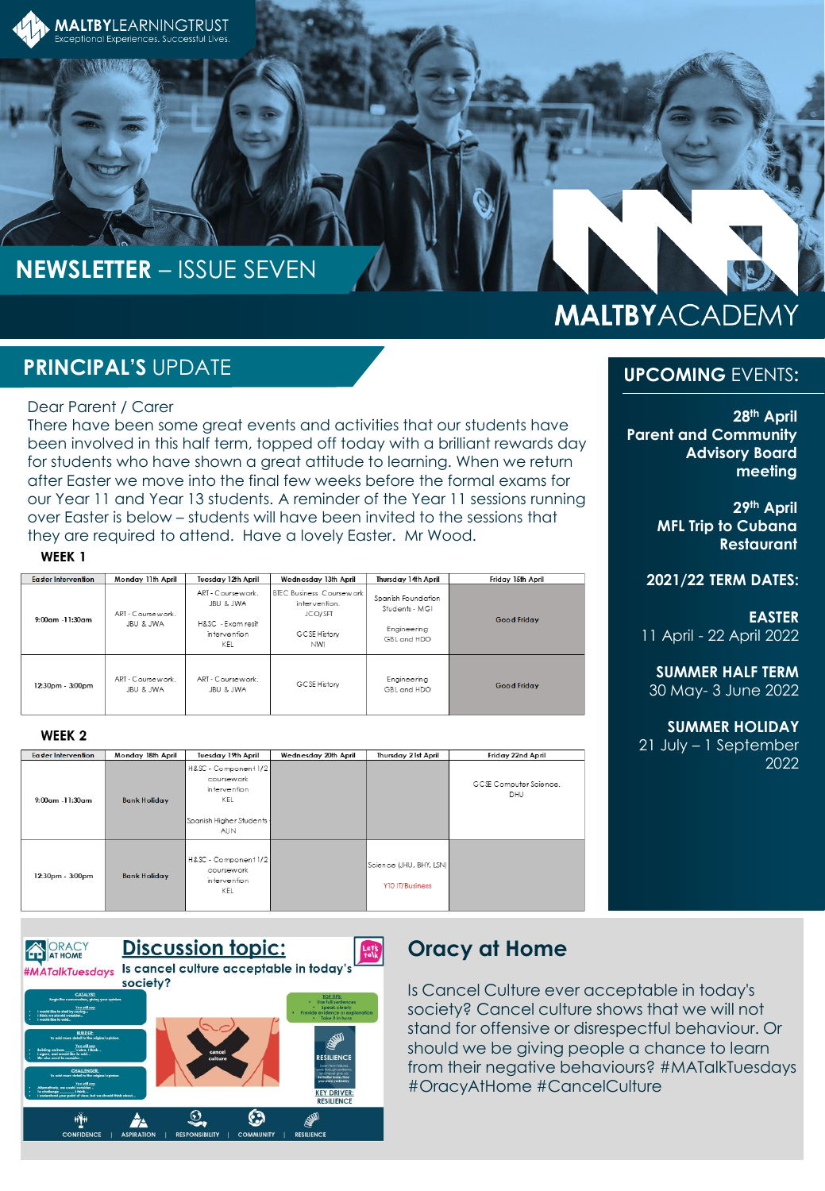MALTBY LEARNING TRUST
Exceptional Experiences. Successful Lives.

# NEWSLETTER – ISSUE SEVEN

MALTBY ACADEMY

## PRINCIPAL'S UPDATE

Dear Parent / Carer

There have been some great events and activities that our students have been involved in this half term, topped off today with a brilliant rewards day for students who have shown a great attitude to learning. When we return after Easter we move into the final few weeks before the formal exams for our Year 11 and Year 13 students. A reminder of the Year 11 sessions running over Easter is below – students will have been invited to the sessions that they are required to attend. Have a lovely Easter. Mr Wood.

### WEEK 1

| Easter Intervention | Monday 11th April | Tuesday 12th April | Wednesday 13th April | Thursday 14th April | Friday 15th April |
|---|---|---|---|---|---|
| 9:00am -11:30am | ART - Coursework. JBU & JWA | ART - Coursework. JBU & JWA<br>H&SC - Exam resit intervention KEL | BTEC Business Coursework intervention. JCO/SFT<br>GCSE History NWI | Spanish Foundation Students - MGI<br>Engineering GBL and HDO | Good Friday |
| 12:30pm - 3:00pm | ART - Coursework. JBU & JWA | ART - Coursework. JBU & JWA | GCSE History | Engineering GBL and HDO | Good Friday |

### WEEK 2

| Easter Intervention | Monday 18th April | Tuesday 19th April | Wednesday 20th April | Thursday 21st April | Friday 22nd April |
|---|---|---|---|---|---|
| 9:00am -11:30am | Bank Holiday | H&SC - Component 1/2 coursework intervention KEL<br>Spanish Higher Students - AUN | | | GCSE Computer Science. DHU |
| 12:30pm - 3:00pm | Bank Holiday | H&SC - Component 1/2 coursework intervention KEL | | Science (JHU, BHY, LSN)<br>Y10 IT/Business | |

## UPCOMING EVENTS:

**28th April**
**Parent and Community Advisory Board meeting**

**29th April**
**MFL Trip to Cubana Restaurant**

**2021/22 TERM DATES:**

**EASTER**
11 April - 22 April 2022

**SUMMER HALF TERM**
30 May- 3 June 2022

**SUMMER HOLIDAY**
21 July – 1 September 2022

ORACY AT HOME
#MATalkTuesdays

**Discussion topic:**
**Is cancel culture acceptable in today's society?**

CONFIDENCE | ASPIRATION | RESPONSIBILITY | COMMUNITY | RESILIENCE

## Oracy at Home

Is Cancel Culture ever acceptable in today's society? Cancel culture shows that we will not stand for offensive or disrespectful behaviour. Or should we be giving people a chance to learn from their negative behaviours? #MATalkTuesdays #OracyAtHome #CancelCulture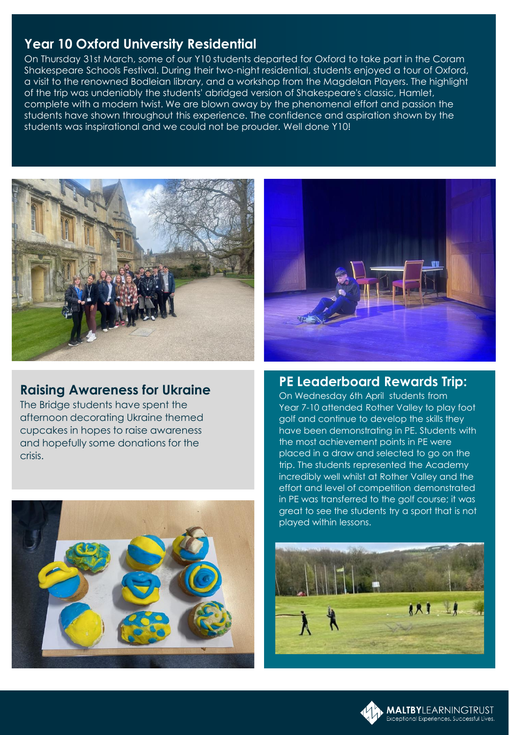## Year 10 Oxford University Residential

On Thursday 31st March, some of our Y10 students departed for Oxford to take part in the Coram Shakespeare Schools Festival. During their two-night residential, students enjoyed a tour of Oxford, a visit to the renowned Bodleian library, and a workshop from the Magdelan Players. The highlight of the trip was undeniably the students' abridged version of Shakespeare's classic, Hamlet, complete with a modern twist. We are blown away by the phenomenal effort and passion the students have shown throughout this experience. The confidence and aspiration shown by the students was inspirational and we could not be prouder. Well done Y10!

## Raising Awareness for Ukraine

The Bridge students have spent the afternoon decorating Ukraine themed cupcakes in hopes to raise awareness and hopefully some donations for the crisis.

## PE Leaderboard Rewards Trip:

On Wednesday 6th April students from Year 7-10 attended Rother Valley to play foot golf and continue to develop the skills they have been demonstrating in PE. Students with the most achievement points in PE were placed in a draw and selected to go on the trip. The students represented the Academy incredibly well whilst at Rother Valley and the effort and level of competition demonstrated in PE was transferred to the golf course; it was great to see the students try a sport that is not played within lessons.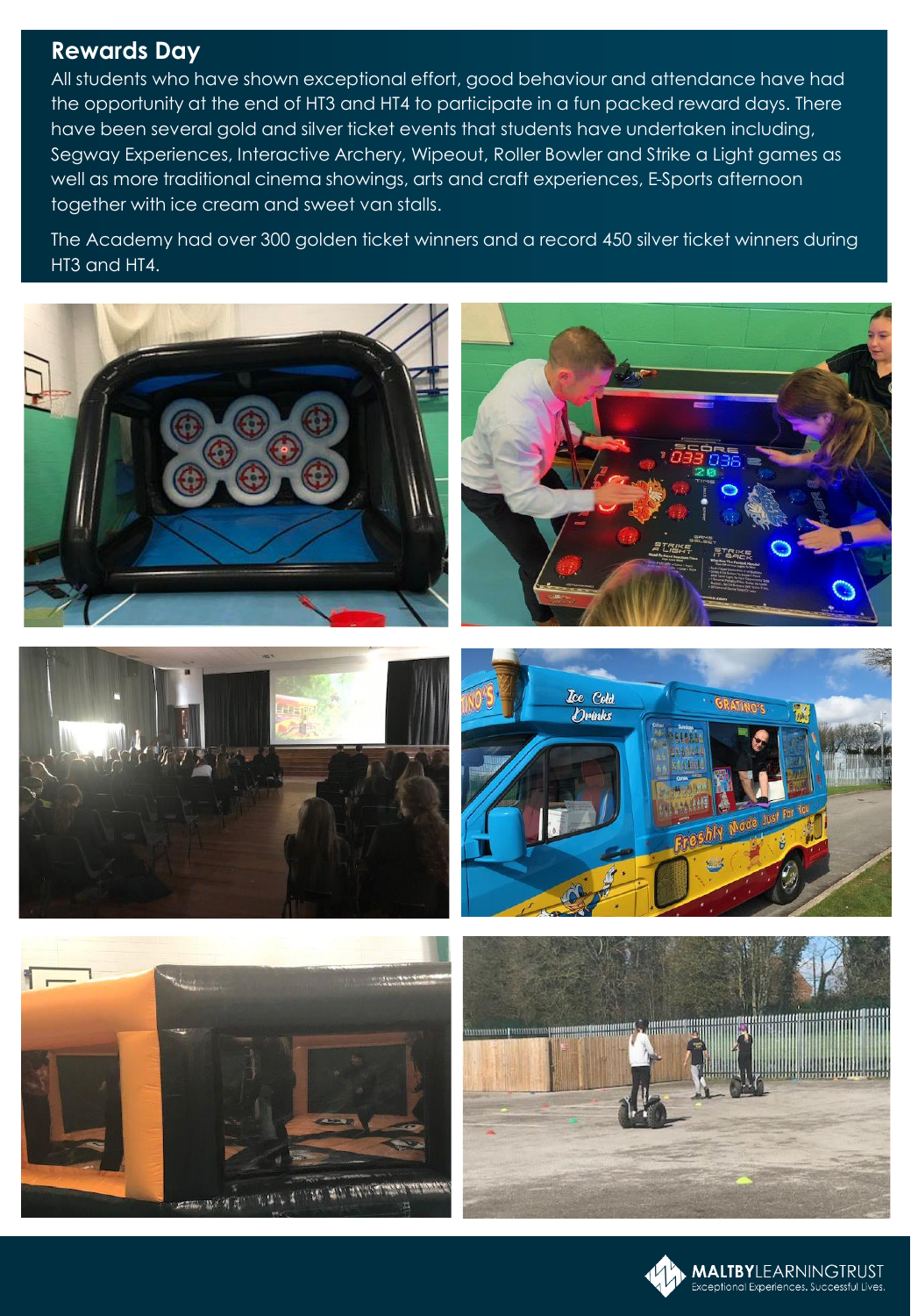## Rewards Day

All students who have shown exceptional effort, good behaviour and attendance have had the opportunity at the end of HT3 and HT4 to participate in a fun packed reward days. There have been several gold and silver ticket events that students have undertaken including, Segway Experiences, Interactive Archery, Wipeout, Roller Bowler and Strike a Light games as well as more traditional cinema showings, arts and craft experiences, E-Sports afternoon together with ice cream and sweet van stalls.

The Academy had over 300 golden ticket winners and a record 450 silver ticket winners during HT3 and HT4.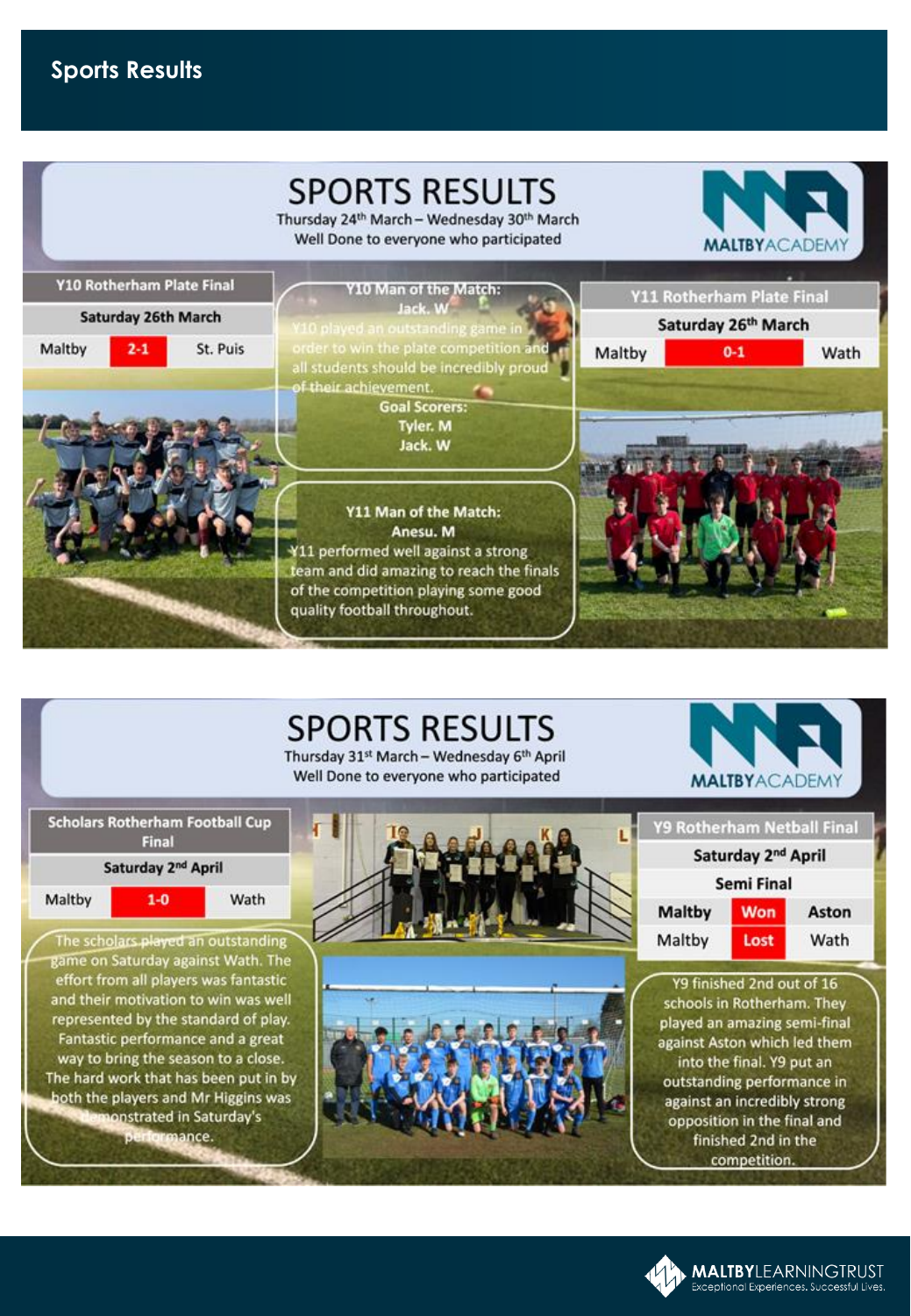## Sports Results

# SPORTS RESULTS

Thursday 24th March – Wednesday 30th March

Well Done to everyone who participated

MALTBYACADEMY

| Y10 Rotherham Plate Final | | |
|---|---|---|
| Saturday 26th March | | |
| Maltby | 2-1 | St. Puis |

**Y10 Man of the Match:**
Jack. W

Y10 played an outstanding game in order to win the plate competition and all students should be incredibly proud of their achievement.

**Goal Scorers:**
Tyler. M
Jack. W

| Y11 Rotherham Plate Final | | |
|---|---|---|
| Saturday 26th March | | |
| Maltby | 0-1 | Wath |

**Y11 Man of the Match:**
Anesu. M

Y11 performed well against a strong team and did amazing to reach the finals of the competition playing some good quality football throughout.

# SPORTS RESULTS

Thursday 31st March – Wednesday 6th April

Well Done to everyone who participated

MALTBYACADEMY

| Scholars Rotherham Football Cup Final | | |
|---|---|---|
| Saturday 2nd April | | |
| Maltby | 1-0 | Wath |

The scholars played an outstanding game on Saturday against Wath. The effort from all players was fantastic and their motivation to win was well represented by the standard of play. Fantastic performance and a great way to bring the season to a close. The hard work that has been put in by both the players and Mr Higgins was demonstrated in Saturday's performance.

| Y9 Rotherham Netball Final | | |
|---|---|---|
| Saturday 2nd April | | |
| Semi Final | | |
| Maltby | Won | Aston |
| Maltby | Lost | Wath |

Y9 finished 2nd out of 16 schools in Rotherham. They played an amazing semi-final against Aston which led them into the final. Y9 put an outstanding performance in against an incredibly strong opposition in the final and finished 2nd in the competition.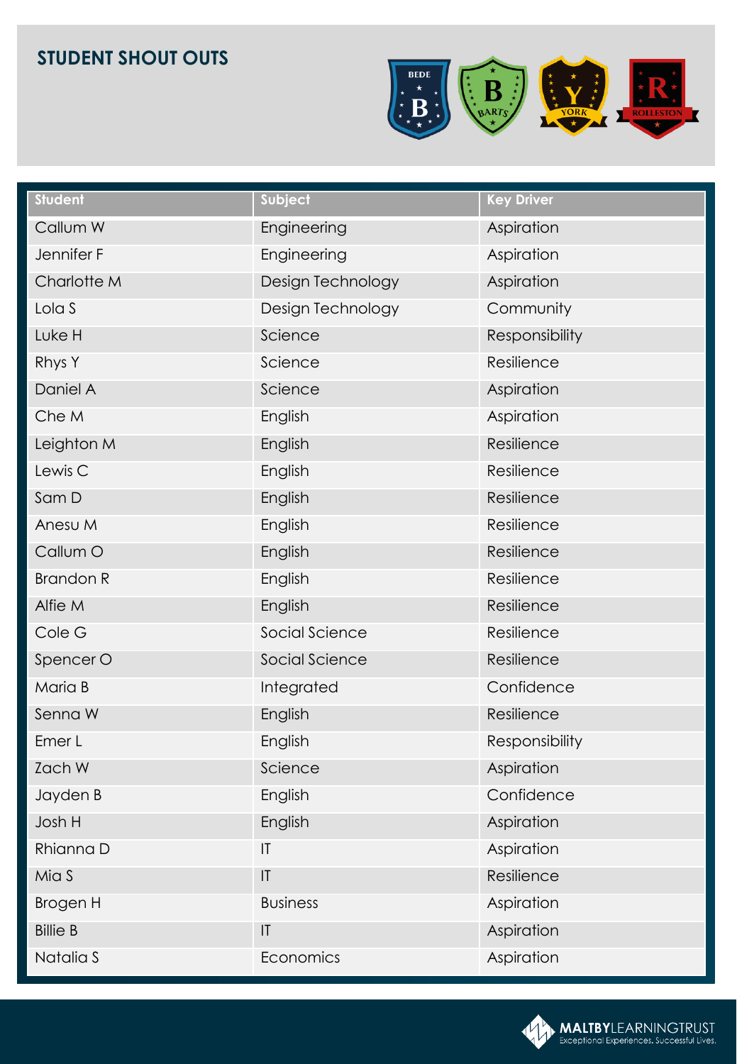## STUDENT SHOUT OUTS

BEDE B | B BARTS | Y YORK | R ROLLESTON

| Student | Subject | Key Driver |
|---|---|---|
| Callum W | Engineering | Aspiration |
| Jennifer F | Engineering | Aspiration |
| Charlotte M | Design Technology | Aspiration |
| Lola S | Design Technology | Community |
| Luke H | Science | Responsibility |
| Rhys Y | Science | Resilience |
| Daniel A | Science | Aspiration |
| Che M | English | Aspiration |
| Leighton M | English | Resilience |
| Lewis C | English | Resilience |
| Sam D | English | Resilience |
| Anesu M | English | Resilience |
| Callum O | English | Resilience |
| Brandon R | English | Resilience |
| Alfie M | English | Resilience |
| Cole G | Social Science | Resilience |
| Spencer O | Social Science | Resilience |
| Maria B | Integrated | Confidence |
| Senna W | English | Resilience |
| Emer L | English | Responsibility |
| Zach W | Science | Aspiration |
| Jayden B | English | Confidence |
| Josh H | English | Aspiration |
| Rhianna D | IT | Aspiration |
| Mia S | IT | Resilience |
| Brogen H | Business | Aspiration |
| Billie B | IT | Aspiration |
| Natalia S | Economics | Aspiration |

MALTBYLEARNINGTRUST
Exceptional Experiences. Successful Lives.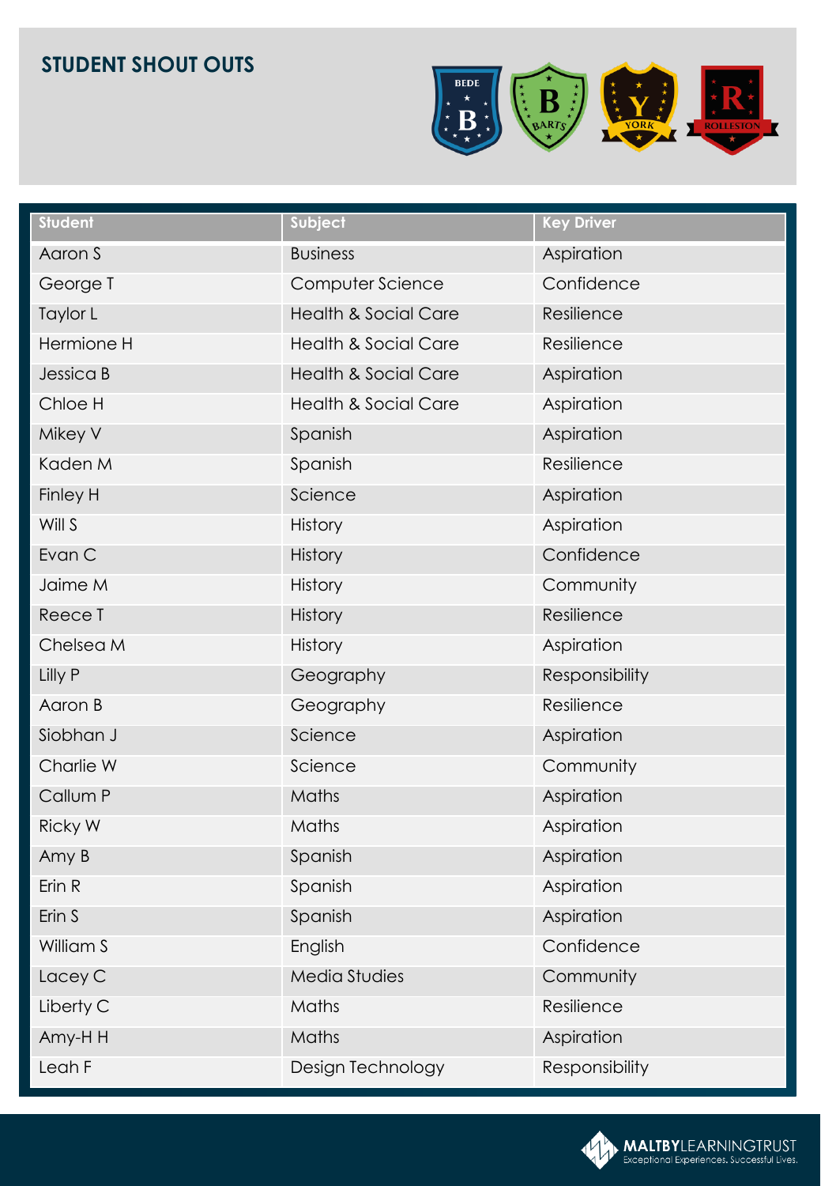## STUDENT SHOUT OUTS

BEDE | BARTS | YORK | ROLLESTON

| Student | Subject | Key Driver |
|---|---|---|
| Aaron S | Business | Aspiration |
| George T | Computer Science | Confidence |
| Taylor L | Health & Social Care | Resilience |
| Hermione H | Health & Social Care | Resilience |
| Jessica B | Health & Social Care | Aspiration |
| Chloe H | Health & Social Care | Aspiration |
| Mikey V | Spanish | Aspiration |
| Kaden M | Spanish | Resilience |
| Finley H | Science | Aspiration |
| Will S | History | Aspiration |
| Evan C | History | Confidence |
| Jaime M | History | Community |
| Reece T | History | Resilience |
| Chelsea M | History | Aspiration |
| Lilly P | Geography | Responsibility |
| Aaron B | Geography | Resilience |
| Siobhan J | Science | Aspiration |
| Charlie W | Science | Community |
| Callum P | Maths | Aspiration |
| Ricky W | Maths | Aspiration |
| Amy B | Spanish | Aspiration |
| Erin R | Spanish | Aspiration |
| Erin S | Spanish | Aspiration |
| William S | English | Confidence |
| Lacey C | Media Studies | Community |
| Liberty C | Maths | Resilience |
| Amy-H H | Maths | Aspiration |
| Leah F | Design Technology | Responsibility |

MALTBYLEARNINGTRUST
Exceptional Experiences. Successful Lives.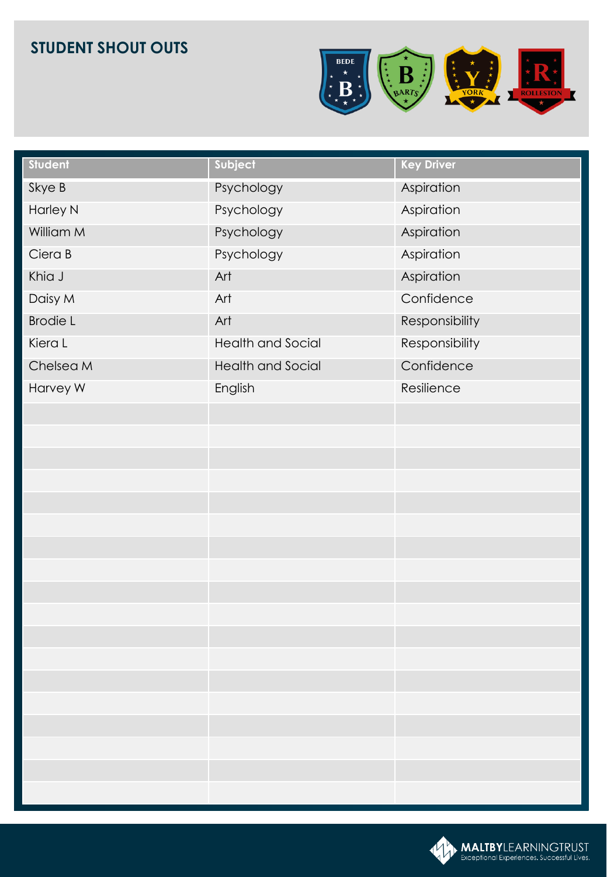## STUDENT SHOUT OUTS

| Student | Subject | Key Driver |
|---|---|---|
| Skye B | Psychology | Aspiration |
| Harley N | Psychology | Aspiration |
| William M | Psychology | Aspiration |
| Ciera B | Psychology | Aspiration |
| Khia J | Art | Aspiration |
| Daisy M | Art | Confidence |
| Brodie L | Art | Responsibility |
| Kiera L | Health and Social | Responsibility |
| Chelsea M | Health and Social | Confidence |
| Harvey W | English | Resilience |

MALTBYLEARNINGTRUST
Exceptional Experiences. Successful Lives.